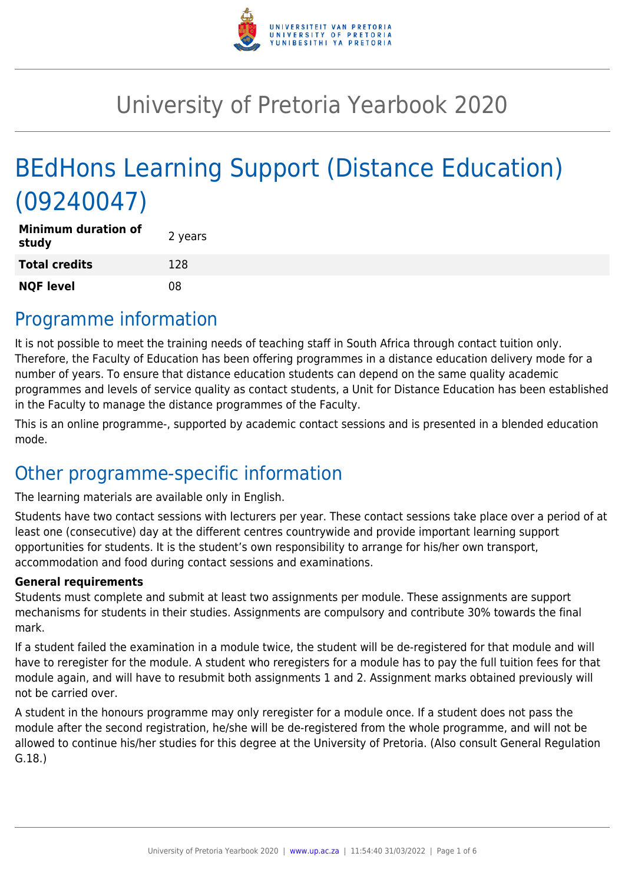# University of Pretoria Yearbook 2020

# BEdHons Learning Support (Distance Education) (09240047)

| | |
|---|---|
| **Minimum duration of study** | 2 years |
| **Total credits** | 128 |
| **NQF level** | 08 |

## Programme information

It is not possible to meet the training needs of teaching staff in South Africa through contact tuition only. Therefore, the Faculty of Education has been offering programmes in a distance education delivery mode for a number of years. To ensure that distance education students can depend on the same quality academic programmes and levels of service quality as contact students, a Unit for Distance Education has been established in the Faculty to manage the distance programmes of the Faculty.

This is an online programme-, supported by academic contact sessions and is presented in a blended education mode.

## Other programme-specific information

The learning materials are available only in English.

Students have two contact sessions with lecturers per year. These contact sessions take place over a period of at least one (consecutive) day at the different centres countrywide and provide important learning support opportunities for students. It is the student's own responsibility to arrange for his/her own transport, accommodation and food during contact sessions and examinations.

**General requirements**

Students must complete and submit at least two assignments per module. These assignments are support mechanisms for students in their studies. Assignments are compulsory and contribute 30% towards the final mark.

If a student failed the examination in a module twice, the student will be de-registered for that module and will have to reregister for the module. A student who reregisters for a module has to pay the full tuition fees for that module again, and will have to resubmit both assignments 1 and 2. Assignment marks obtained previously will not be carried over.

A student in the honours programme may only reregister for a module once. If a student does not pass the module after the second registration, he/she will be de-registered from the whole programme, and will not be allowed to continue his/her studies for this degree at the University of Pretoria. (Also consult General Regulation G.18.)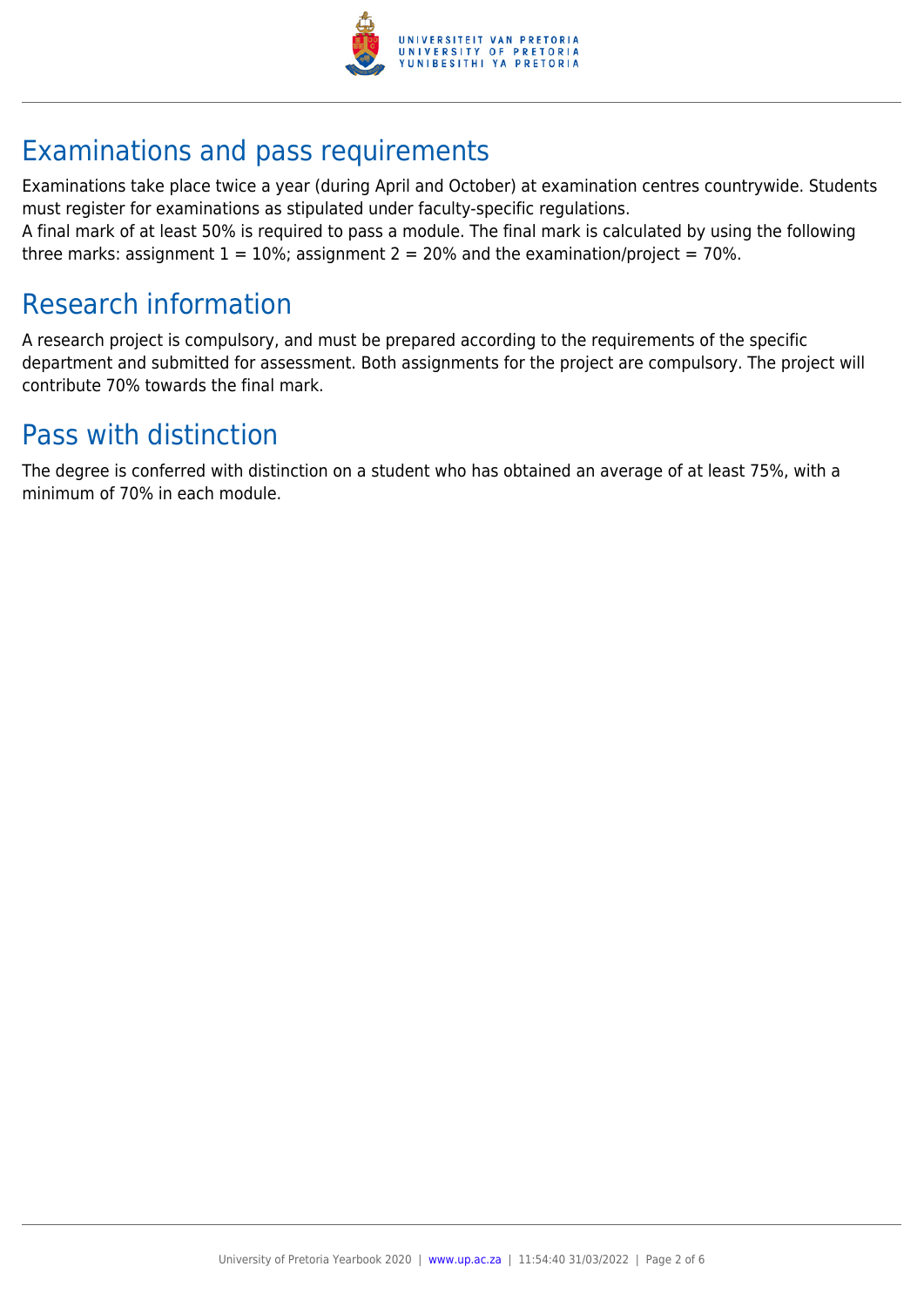## Examinations and pass requirements

Examinations take place twice a year (during April and October) at examination centres countrywide. Students must register for examinations as stipulated under faculty-specific regulations.
A final mark of at least 50% is required to pass a module. The final mark is calculated by using the following three marks: assignment 1 = 10%; assignment 2 = 20% and the examination/project = 70%.

## Research information

A research project is compulsory, and must be prepared according to the requirements of the specific department and submitted for assessment. Both assignments for the project are compulsory. The project will contribute 70% towards the final mark.

## Pass with distinction

The degree is conferred with distinction on a student who has obtained an average of at least 75%, with a minimum of 70% in each module.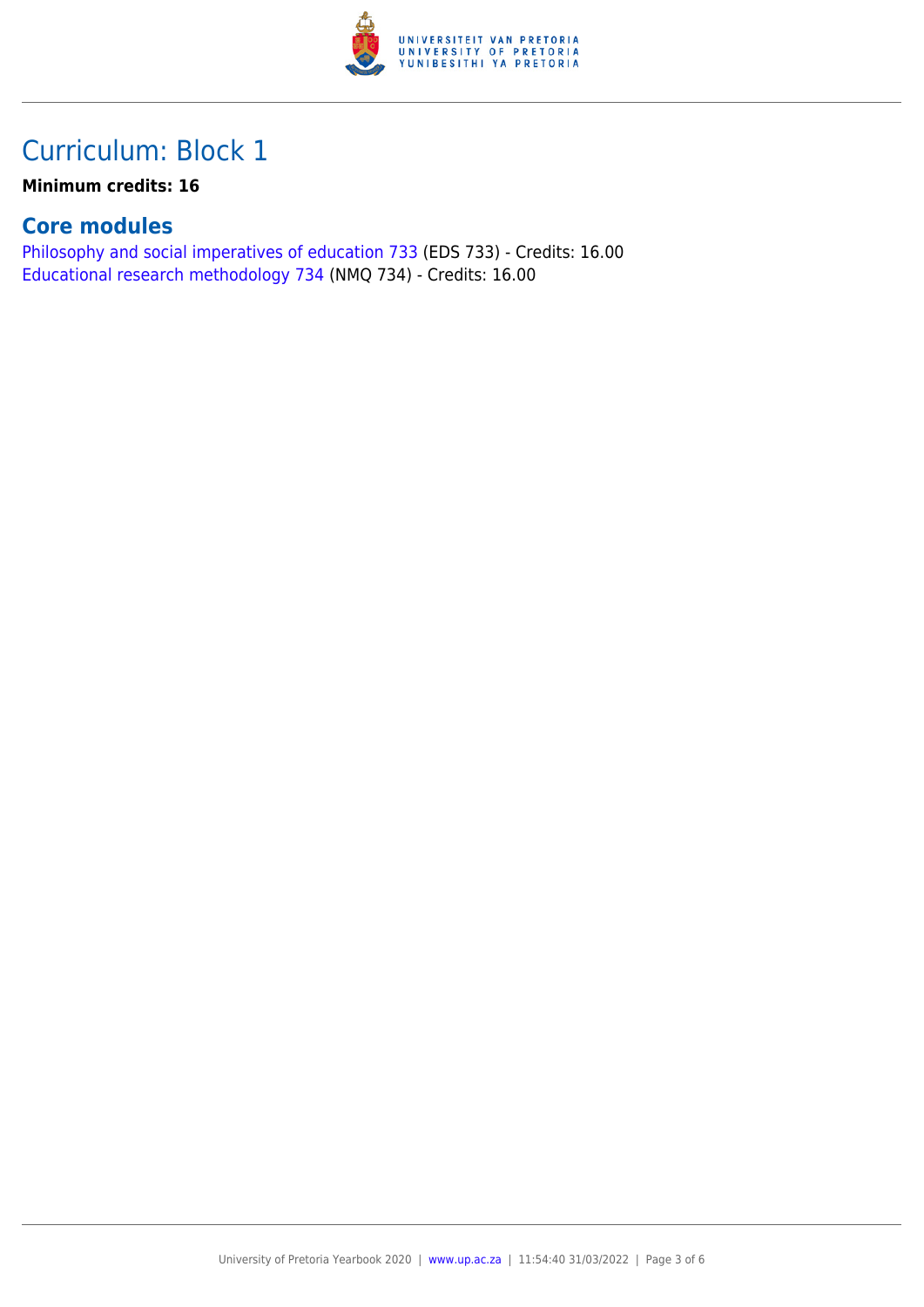# Curriculum: Block 1

**Minimum credits: 16**

## Core modules

Philosophy and social imperatives of education 733 (EDS 733) - Credits: 16.00
Educational research methodology 734 (NMQ 734) - Credits: 16.00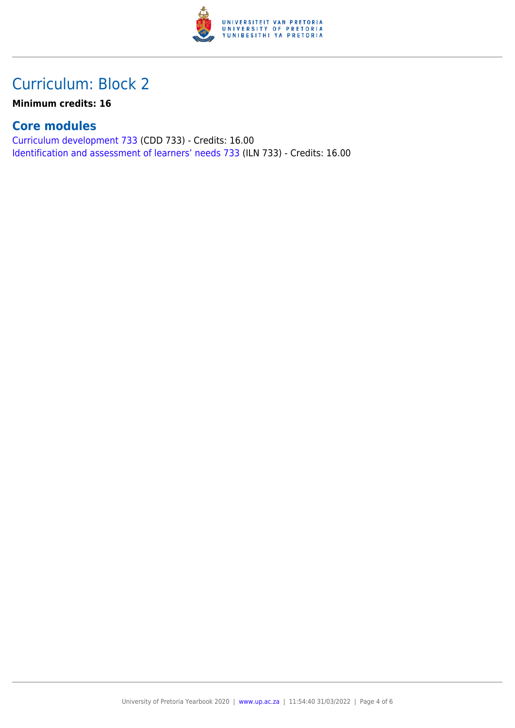# Curriculum: Block 2

**Minimum credits: 16**

## Core modules

Curriculum development 733 (CDD 733) - Credits: 16.00
Identification and assessment of learners' needs 733 (ILN 733) - Credits: 16.00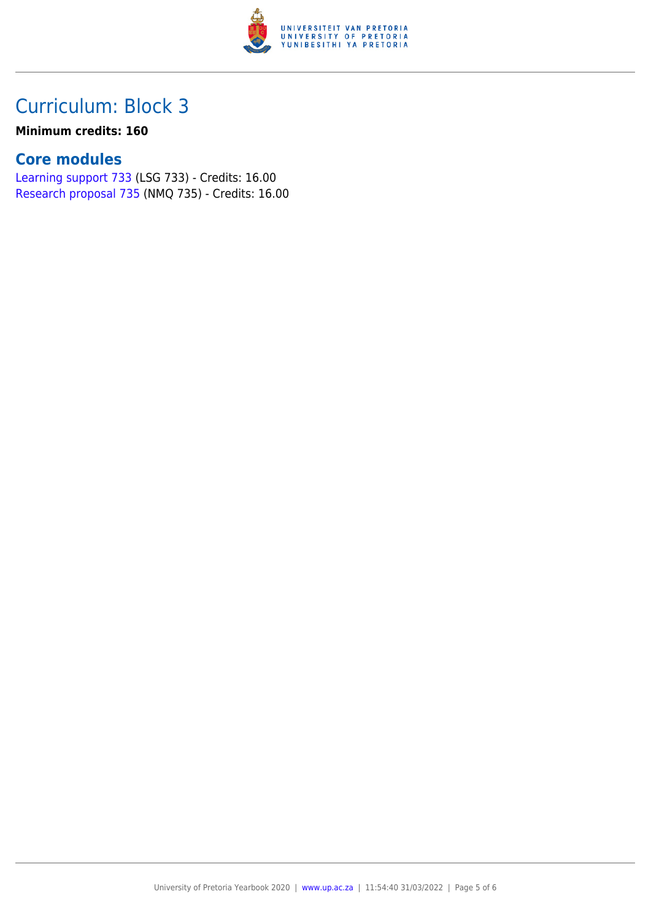## Curriculum: Block 3

**Minimum credits: 160**

### Core modules

Learning support 733 (LSG 733) - Credits: 16.00
Research proposal 735 (NMQ 735) - Credits: 16.00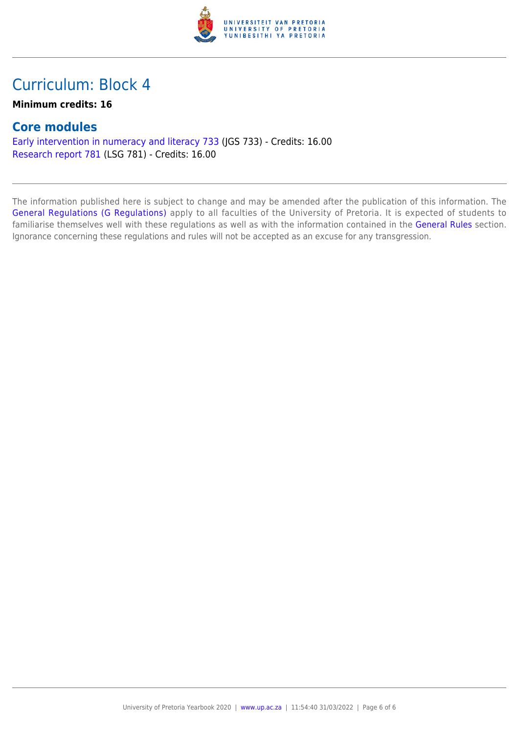# Curriculum: Block 4

**Minimum credits: 16**

## Core modules

Early intervention in numeracy and literacy 733 (JGS 733) - Credits: 16.00
Research report 781 (LSG 781) - Credits: 16.00

The information published here is subject to change and may be amended after the publication of this information. The General Regulations (G Regulations) apply to all faculties of the University of Pretoria. It is expected of students to familiarise themselves well with these regulations as well as with the information contained in the General Rules section. Ignorance concerning these regulations and rules will not be accepted as an excuse for any transgression.